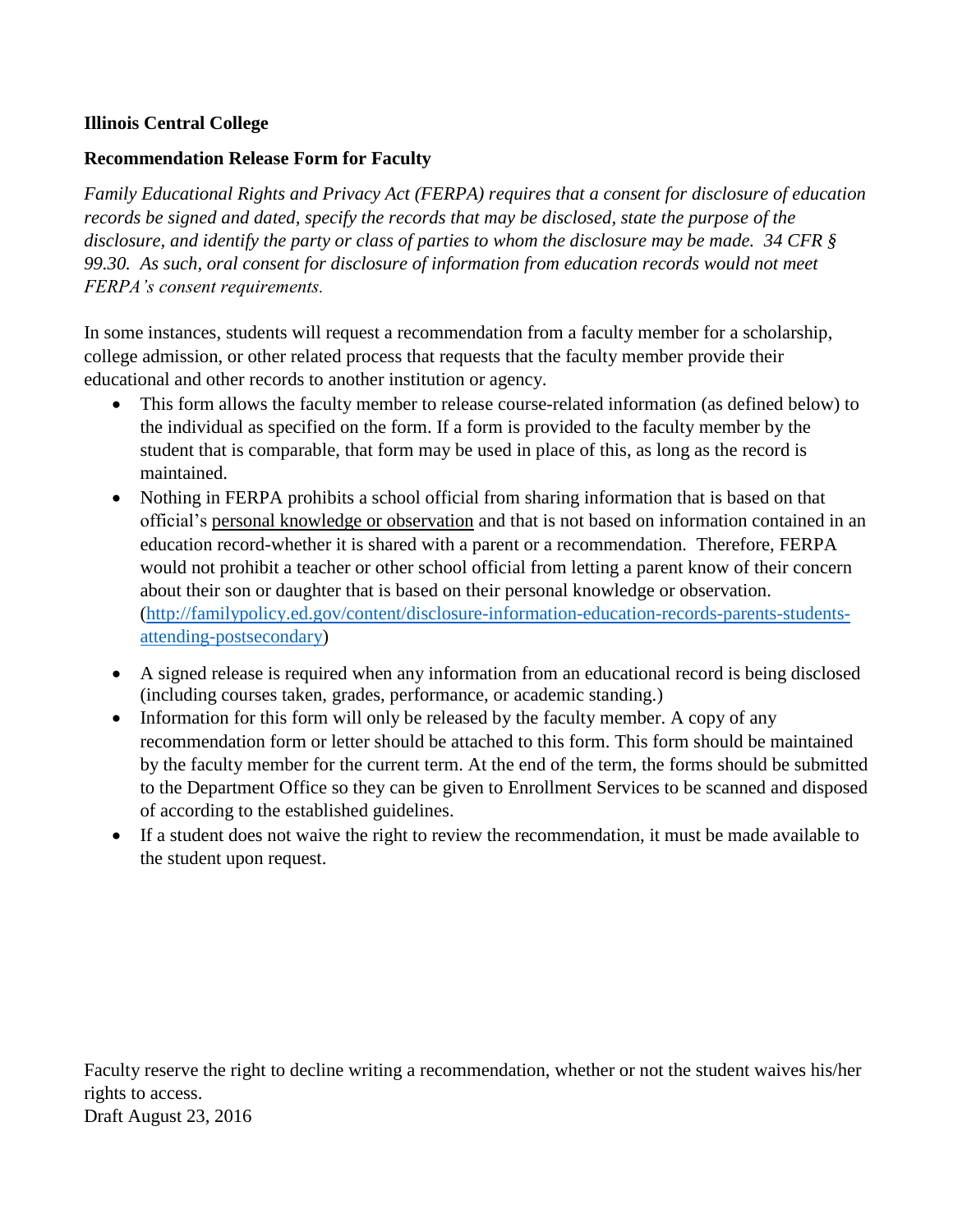**Illinois Central College**

**Recommendation Release Form for Faculty**

*Family Educational Rights and Privacy Act (FERPA) requires that a consent for disclosure of education records be signed and dated, specify the records that may be disclosed, state the purpose of the disclosure, and identify the party or class of parties to whom the disclosure may be made. 34 CFR § 99.30. As such, oral consent for disclosure of information from education records would not meet FERPA's consent requirements.*

In some instances, students will request a recommendation from a faculty member for a scholarship, college admission, or other related process that requests that the faculty member provide their educational and other records to another institution or agency.

- This form allows the faculty member to release course-related information (as defined below) to the individual as specified on the form. If a form is provided to the faculty member by the student that is comparable, that form may be used in place of this, as long as the record is maintained.
- Nothing in FERPA prohibits a school official from sharing information that is based on that official's personal knowledge or observation and that is not based on information contained in an education record-whether it is shared with a parent or a recommendation. Therefore, FERPA would not prohibit a teacher or other school official from letting a parent know of their concern about their son or daughter that is based on their personal knowledge or observation. ([http://familypolicy.ed.gov/content/disclosure-information-education-records-parents-students-attending-postsecondary](http://familypolicy.ed.gov/content/disclosure-information-education-records-parents-students-attending-postsecondary))
- A signed release is required when any information from an educational record is being disclosed (including courses taken, grades, performance, or academic standing.)
- Information for this form will only be released by the faculty member. A copy of any recommendation form or letter should be attached to this form. This form should be maintained by the faculty member for the current term. At the end of the term, the forms should be submitted to the Department Office so they can be given to Enrollment Services to be scanned and disposed of according to the established guidelines.
- If a student does not waive the right to review the recommendation, it must be made available to the student upon request.

Faculty reserve the right to decline writing a recommendation, whether or not the student waives his/her rights to access.

Draft August 23, 2016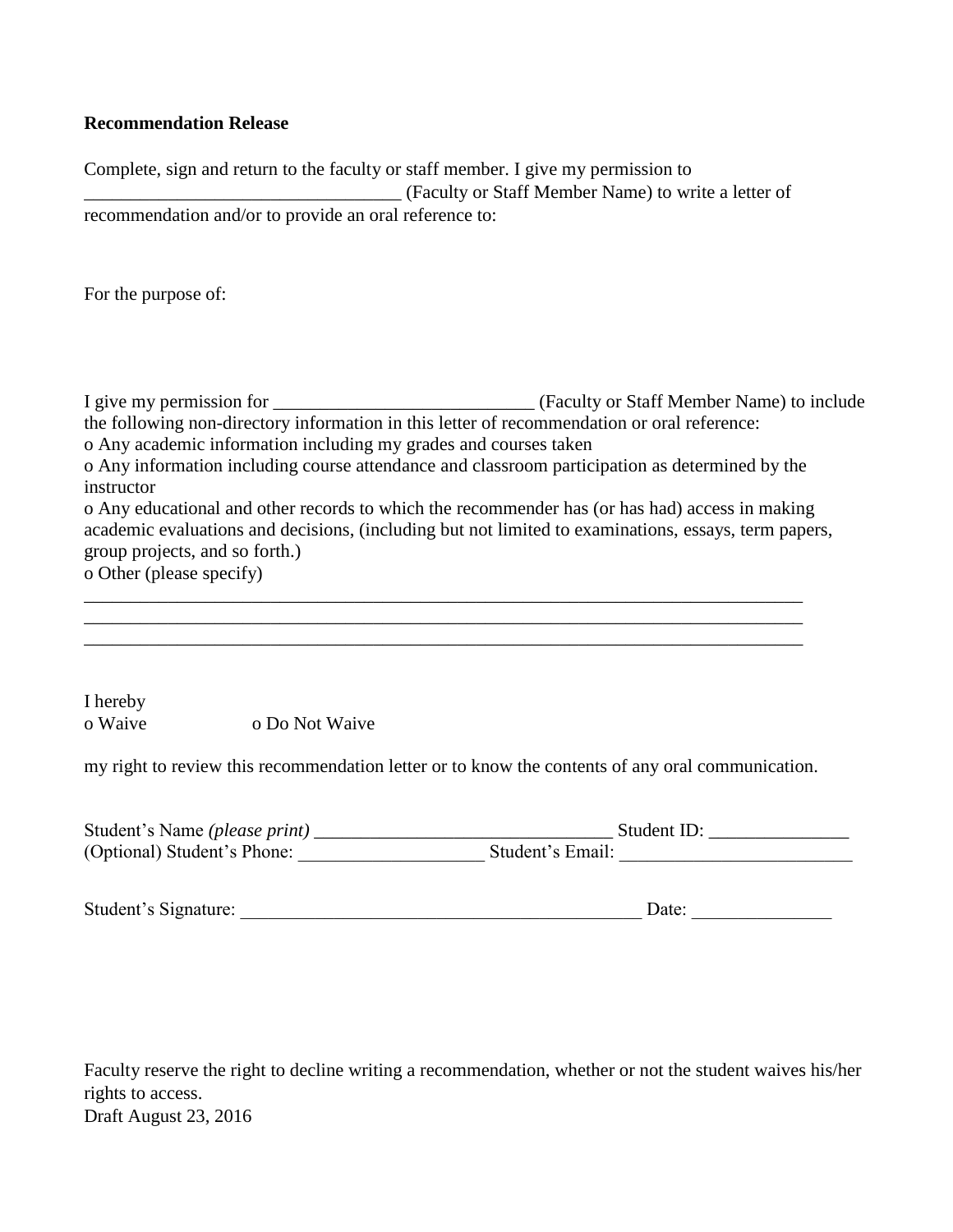**Recommendation Release**

Complete, sign and return to the faculty or staff member. I give my permission to __________________________________ (Faculty or Staff Member Name) to write a letter of recommendation and/or to provide an oral reference to:

For the purpose of:

I give my permission for ____________________________ (Faculty or Staff Member Name) to include the following non-directory information in this letter of recommendation or oral reference:

o Any academic information including my grades and courses taken

o Any information including course attendance and classroom participation as determined by the instructor

o Any educational and other records to which the recommender has (or has had) access in making academic evaluations and decisions, (including but not limited to examinations, essays, term papers, group projects, and so forth.)

o Other (please specify)

________________________________________________________________________________

________________________________________________________________________________

________________________________________________________________________________

I hereby

o Waive    o Do Not Waive

my right to review this recommendation letter or to know the contents of any oral communication.

Student's Name *(please print)* ________________________________ Student ID: _______________

(Optional) Student's Phone: ____________________ Student's Email: _________________________

Student's Signature: ____________________________________________ Date: _______________

Faculty reserve the right to decline writing a recommendation, whether or not the student waives his/her rights to access.

Draft August 23, 2016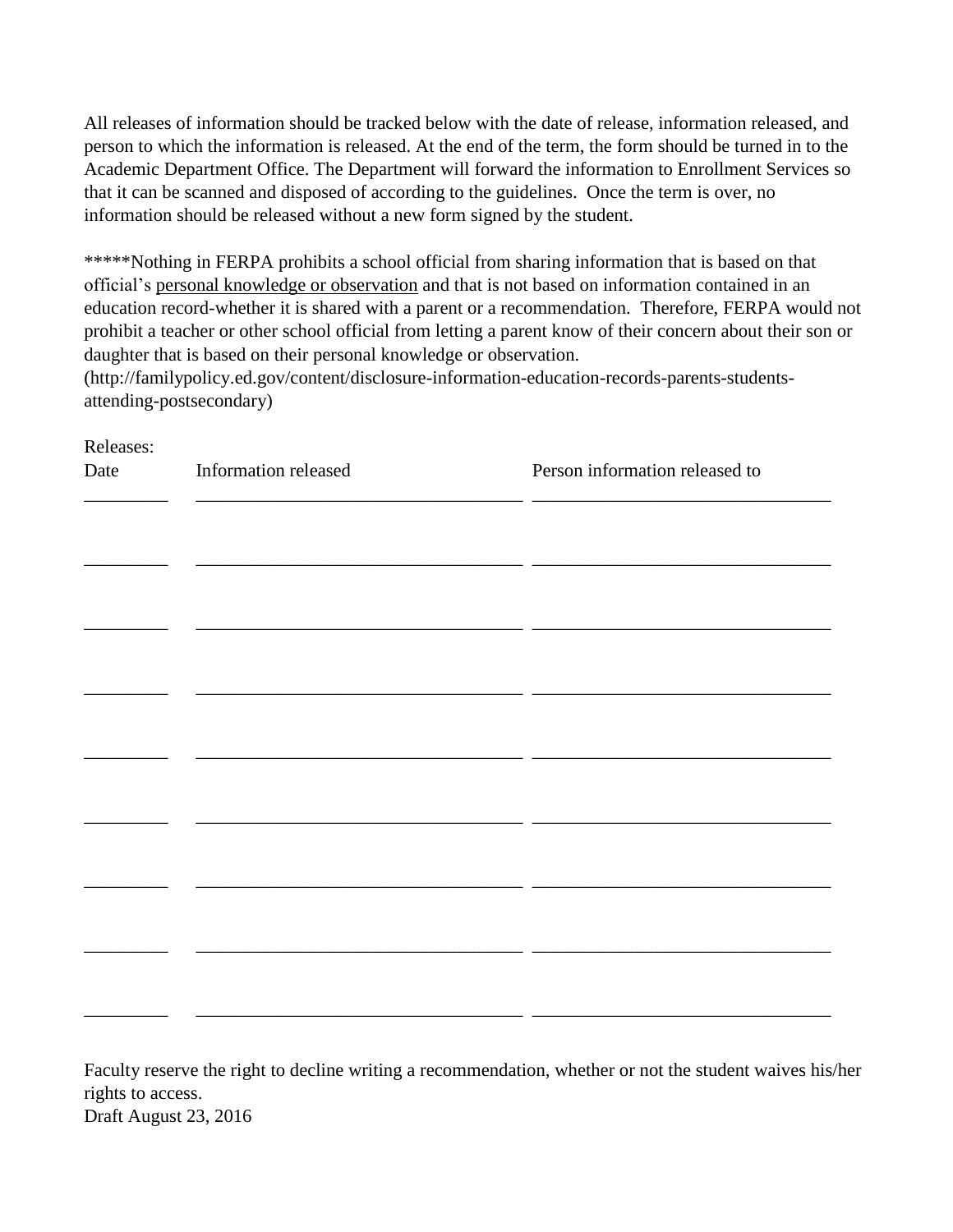All releases of information should be tracked below with the date of release, information released, and person to which the information is released. At the end of the term, the form should be turned in to the Academic Department Office. The Department will forward the information to Enrollment Services so that it can be scanned and disposed of according to the guidelines. Once the term is over, no information should be released without a new form signed by the student.

*****Nothing in FERPA prohibits a school official from sharing information that is based on that official's <u>personal knowledge or observation</u> and that is not based on information contained in an education record-whether it is shared with a parent or a recommendation. Therefore, FERPA would not prohibit a teacher or other school official from letting a parent know of their concern about their son or daughter that is based on their personal knowledge or observation. (http://familypolicy.ed.gov/content/disclosure-information-education-records-parents-students-attending-postsecondary)

Releases:

| Date | Information released | Person information released to |
|---|---|---|
| _________ | ___________________________________ | ________________________________ |
| _________ | ___________________________________ | ________________________________ |
| _________ | ___________________________________ | ________________________________ |
| _________ | ___________________________________ | ________________________________ |
| _________ | ___________________________________ | ________________________________ |
| _________ | ___________________________________ | ________________________________ |
| _________ | ___________________________________ | ________________________________ |
| _________ | ___________________________________ | ________________________________ |
| _________ | ___________________________________ | ________________________________ |

Faculty reserve the right to decline writing a recommendation, whether or not the student waives his/her rights to access.

Draft August 23, 2016